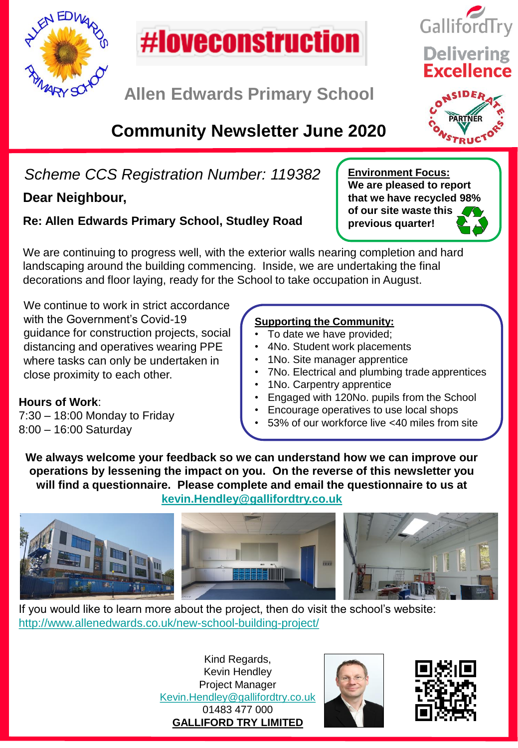#loveconstruction

Allen Edwards Primary School

GallifordTry

Delivering Excellence

# Community Newsletter June 2020

*Scheme CCS Registration Number: 119382*

**Dear Neighbour,**

**Re: Allen Edwards Primary School, Studley Road**

**Environment Focus:**
**We are pleased to report that we have recycled 98% of our site waste this previous quarter!**

We are continuing to progress well, with the exterior walls nearing completion and hard landscaping around the building commencing. Inside, we are undertaking the final decorations and floor laying, ready for the School to take occupation in August.

We continue to work in strict accordance with the Government's Covid-19 guidance for construction projects, social distancing and operatives wearing PPE where tasks can only be undertaken in close proximity to each other.

**Hours of Work**:
7:30 – 18:00 Monday to Friday
8:00 – 16:00 Saturday

**Supporting the Community:**

- To date we have provided;
- 4No. Student work placements
- 1No. Site manager apprentice
- 7No. Electrical and plumbing trade apprentices
- 1No. Carpentry apprentice
- Engaged with 120No. pupils from the School
- Encourage operatives to use local shops
- 53% of our workforce live <40 miles from site

**We always welcome your feedback so we can understand how we can improve our operations by lessening the impact on you. On the reverse of this newsletter you will find a questionnaire. Please complete and email the questionnaire to us at kevin.Hendley@gallifordtry.co.uk**

If you would like to learn more about the project, then do visit the school's website: http://www.allenedwards.co.uk/new-school-building-project/

Kind Regards,
Kevin Hendley
Project Manager
Kevin.Hendley@gallifordtry.co.uk
01483 477 000
**GALLIFORD TRY LIMITED**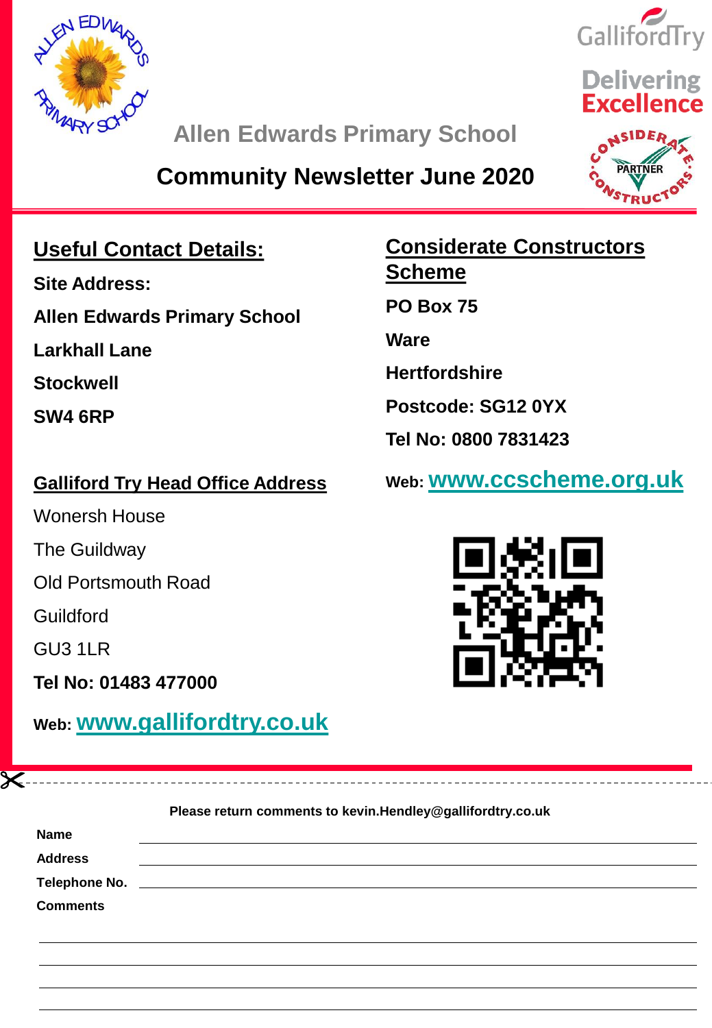Allen Edwards Primary School

# Community Newsletter June 2020

## Useful Contact Details:

**Site Address:**

**Allen Edwards Primary School**

**Larkhall Lane**

**Stockwell**

**SW4 6RP**

## Galliford Try Head Office Address

Wonersh House

The Guildway

Old Portsmouth Road

Guildford

GU3 1LR

**Tel No: 01483 477000**

**Web: www.gallifordtry.co.uk**

## Considerate Constructors Scheme

**PO Box 75**

**Ware**

**Hertfordshire**

**Postcode: SG12 0YX**

**Tel No: 0800 7831423**

**Web: www.ccscheme.org.uk**

---

**Please return comments to kevin.Hendley@gallifordtry.co.uk**

**Name** \_\_\_\_\_\_\_\_\_\_\_\_\_\_\_\_\_\_\_\_\_\_\_\_\_\_\_\_\_\_

**Address** \_\_\_\_\_\_\_\_\_\_\_\_\_\_\_\_\_\_\_\_\_\_\_\_\_\_\_\_\_\_

**Telephone No.** \_\_\_\_\_\_\_\_\_\_\_\_\_\_\_\_\_\_\_\_\_\_\_\_\_\_\_\_\_\_

**Comments**